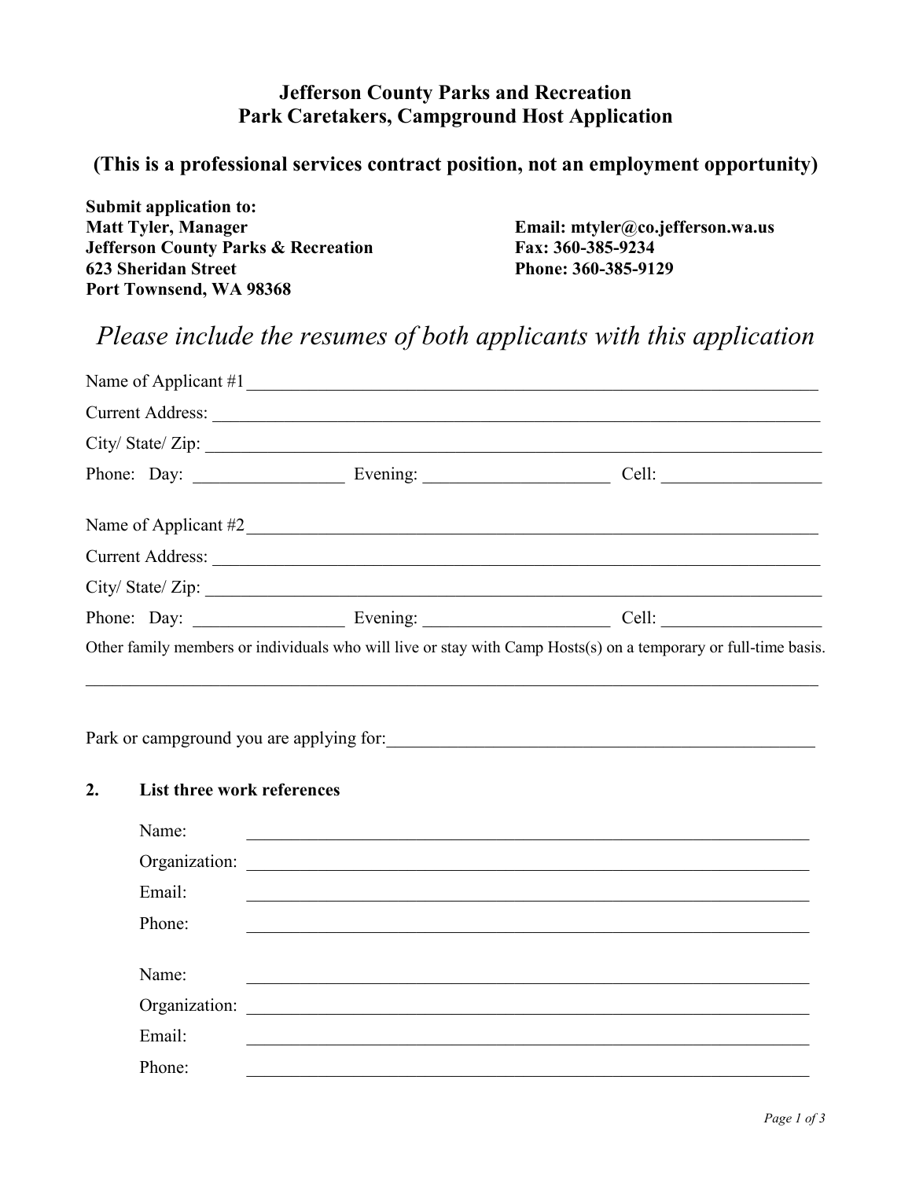# Jefferson County Parks and Recreation
# Park Caretakers, Campground Host Application

**(This is a professional services contract position, not an employment opportunity)**

**Submit application to:**
**Matt Tyler, Manager**
**Jefferson County Parks & Recreation**
**623 Sheridan Street**
**Port Townsend, WA 98368**

**Email: mtyler@co.jefferson.wa.us**
**Fax: 360-385-9234**
**Phone: 360-385-9129**

*Please include the resumes of both applicants with this application*

Name of Applicant #1 ______________________________________________

Current Address: ______________________________________________

City/ State/ Zip: ______________________________________________

Phone: Day: _______________ Evening: __________________ Cell: _______________

Name of Applicant #2 ______________________________________________

Current Address: ______________________________________________

City/ State/ Zip: ______________________________________________

Phone: Day: _______________ Evening: __________________ Cell: _______________

Other family members or individuals who will live or stay with Camp Hosts(s) on a temporary or full-time basis.

______________________________________________

Park or campground you are applying for: ______________________________________________

**2. List three work references**

Name: ______________________________________________

Organization: ______________________________________________

Email: ______________________________________________

Phone: ______________________________________________

Name: ______________________________________________

Organization: ______________________________________________

Email: ______________________________________________

Phone: ______________________________________________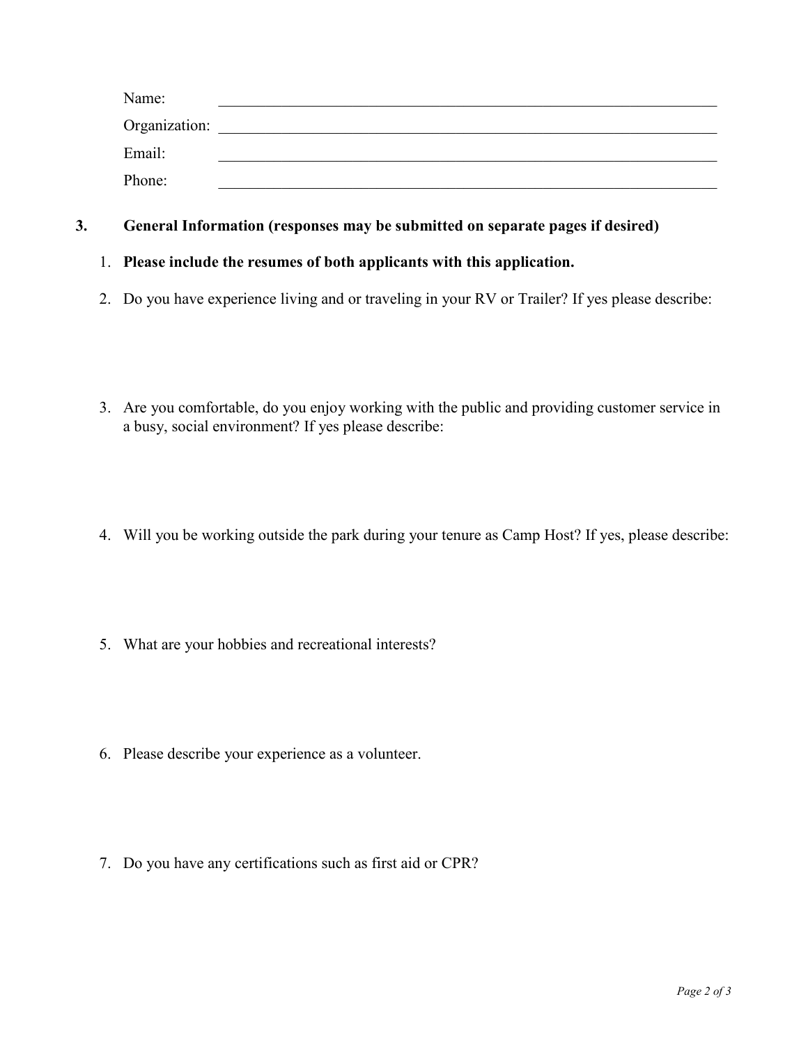Name: ______________________________________________________________________

Organization: ______________________________________________________________________

Email: ______________________________________________________________________

Phone: ______________________________________________________________________

**3. General Information (responses may be submitted on separate pages if desired)**

1. **Please include the resumes of both applicants with this application.**
2. Do you have experience living and or traveling in your RV or Trailer? If yes please describe:

3. Are you comfortable, do you enjoy working with the public and providing customer service in a busy, social environment? If yes please describe:

4. Will you be working outside the park during your tenure as Camp Host? If yes, please describe:

5. What are your hobbies and recreational interests?

6. Please describe your experience as a volunteer.

7. Do you have any certifications such as first aid or CPR?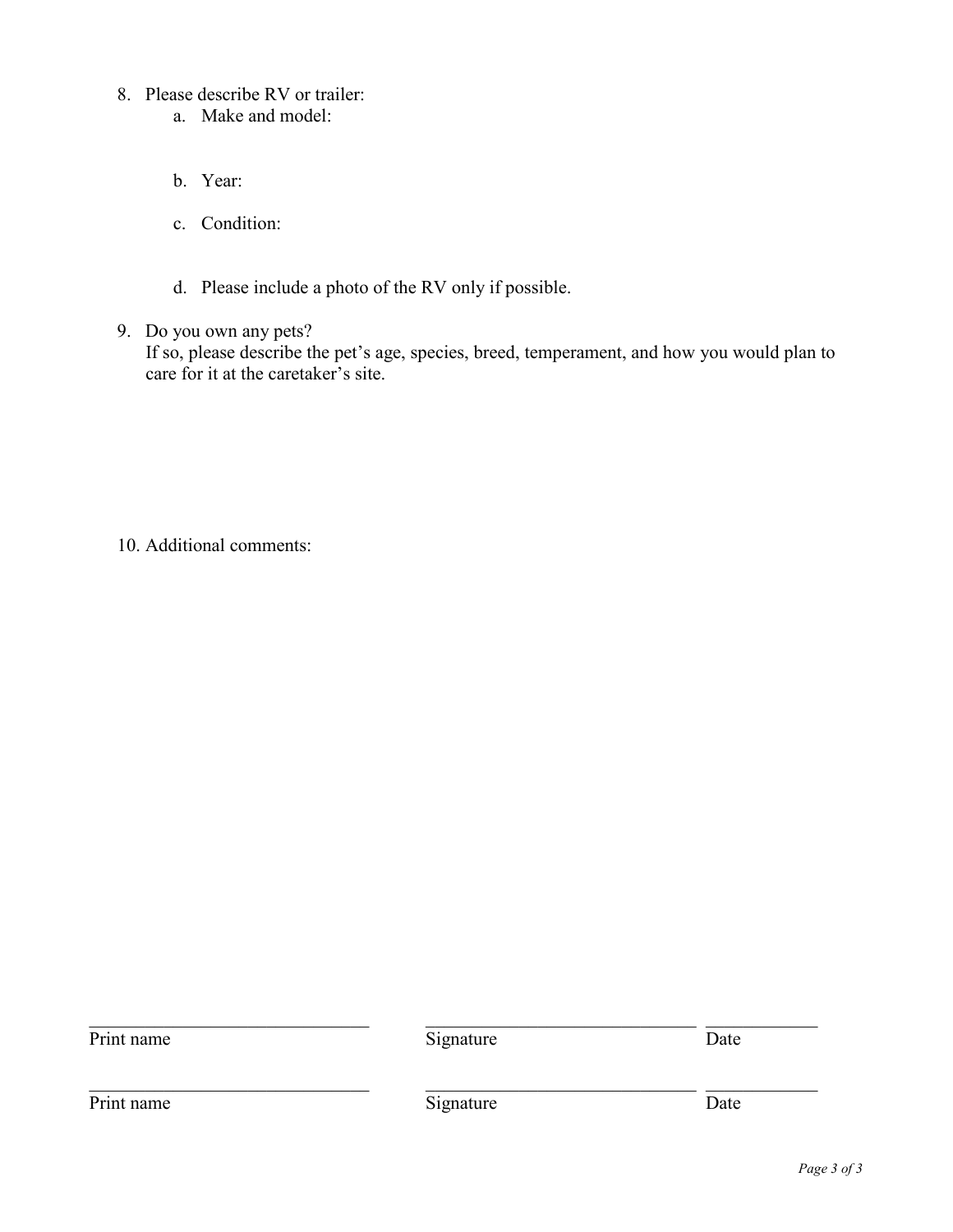8. Please describe RV or trailer:
    a. Make and model:

    b. Year:

    c. Condition:

    d. Please include a photo of the RV only if possible.

9. Do you own any pets?
   If so, please describe the pet's age, species, breed, temperament, and how you would plan to care for it at the caretaker's site.

10. Additional comments:

| | | |
|---|---|---|
| ____________________ | ____________________ | __________ |
| Print name | Signature | Date |
| ____________________ | ____________________ | __________ |
| Print name | Signature | Date |